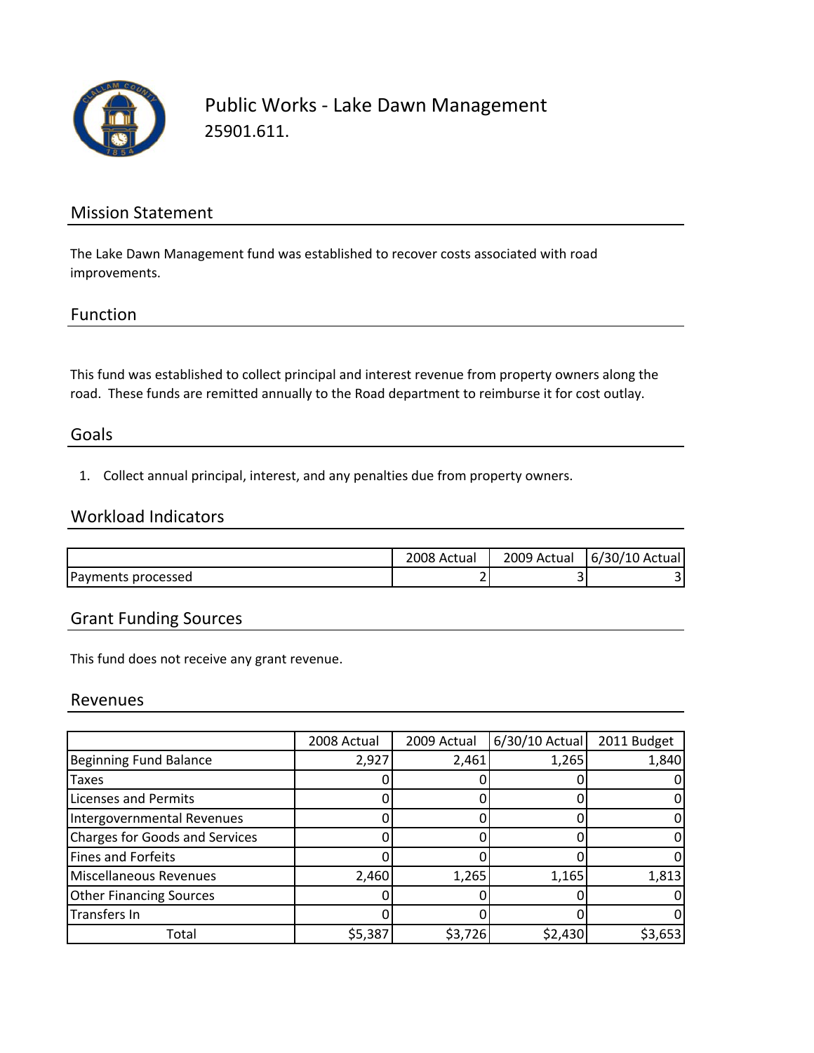# Public Works - Lake Dawn Management

25901.611.

## Mission Statement

The Lake Dawn Management fund was established to recover costs associated with road improvements.

## Function

This fund was established to collect principal and interest revenue from property owners along the road. These funds are remitted annually to the Road department to reimburse it for cost outlay.

## Goals

1. Collect annual principal, interest, and any penalties due from property owners.

## Workload Indicators

| | 2008 Actual | 2009 Actual | 6/30/10 Actual |
|---|---|---|---|
| Payments processed | 2 | 3 | 3 |

## Grant Funding Sources

This fund does not receive any grant revenue.

## Revenues

| | 2008 Actual | 2009 Actual | 6/30/10 Actual | 2011 Budget |
|---|---|---|---|---|
| Beginning Fund Balance | 2,927 | 2,461 | 1,265 | 1,840 |
| Taxes | 0 | 0 | 0 | 0 |
| Licenses and Permits | 0 | 0 | 0 | 0 |
| Intergovernmental Revenues | 0 | 0 | 0 | 0 |
| Charges for Goods and Services | 0 | 0 | 0 | 0 |
| Fines and Forfeits | 0 | 0 | 0 | 0 |
| Miscellaneous Revenues | 2,460 | 1,265 | 1,165 | 1,813 |
| Other Financing Sources | 0 | 0 | 0 | 0 |
| Transfers In | 0 | 0 | 0 | 0 |
| Total | $5,387 | $3,726 | $2,430 | $3,653 |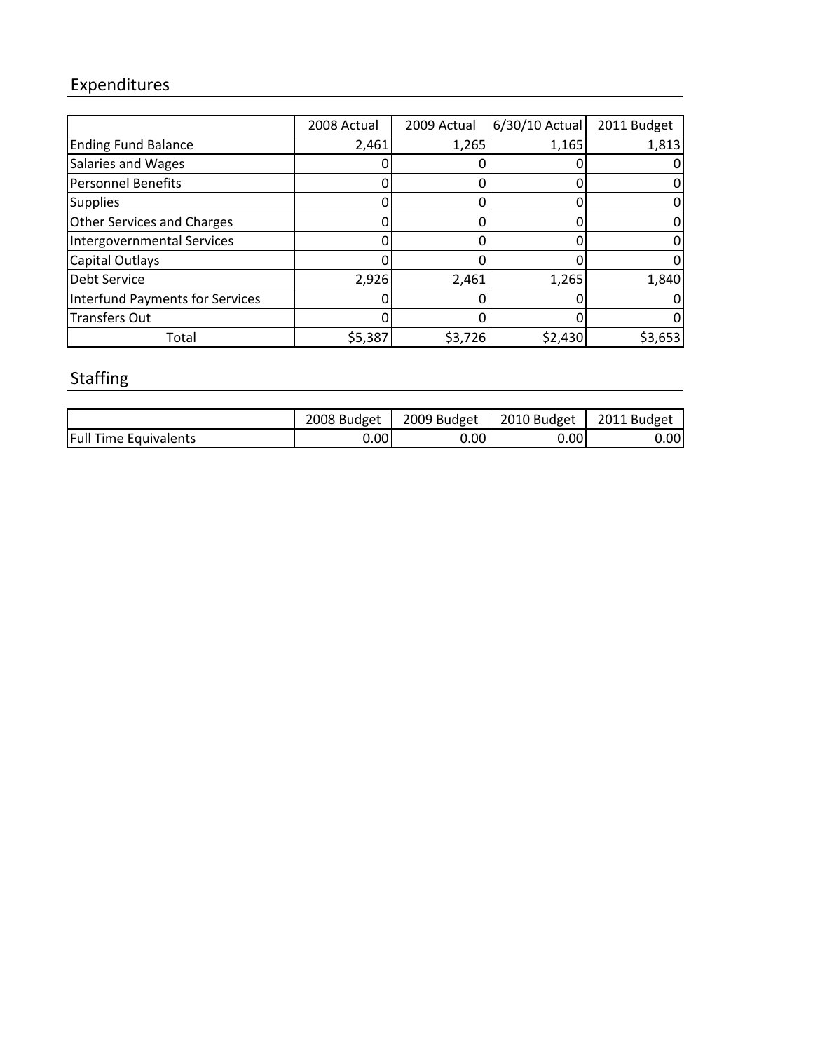## Expenditures

| | 2008 Actual | 2009 Actual | 6/30/10 Actual | 2011 Budget |
|---|---|---|---|---|
| Ending Fund Balance | 2,461 | 1,265 | 1,165 | 1,813 |
| Salaries and Wages | 0 | 0 | 0 | 0 |
| Personnel Benefits | 0 | 0 | 0 | 0 |
| Supplies | 0 | 0 | 0 | 0 |
| Other Services and Charges | 0 | 0 | 0 | 0 |
| Intergovernmental Services | 0 | 0 | 0 | 0 |
| Capital Outlays | 0 | 0 | 0 | 0 |
| Debt Service | 2,926 | 2,461 | 1,265 | 1,840 |
| Interfund Payments for Services | 0 | 0 | 0 | 0 |
| Transfers Out | 0 | 0 | 0 | 0 |
| Total | $5,387 | $3,726 | $2,430 | $3,653 |

## Staffing

| | 2008 Budget | 2009 Budget | 2010 Budget | 2011 Budget |
|---|---|---|---|---|
| Full Time Equivalents | 0.00 | 0.00 | 0.00 | 0.00 |